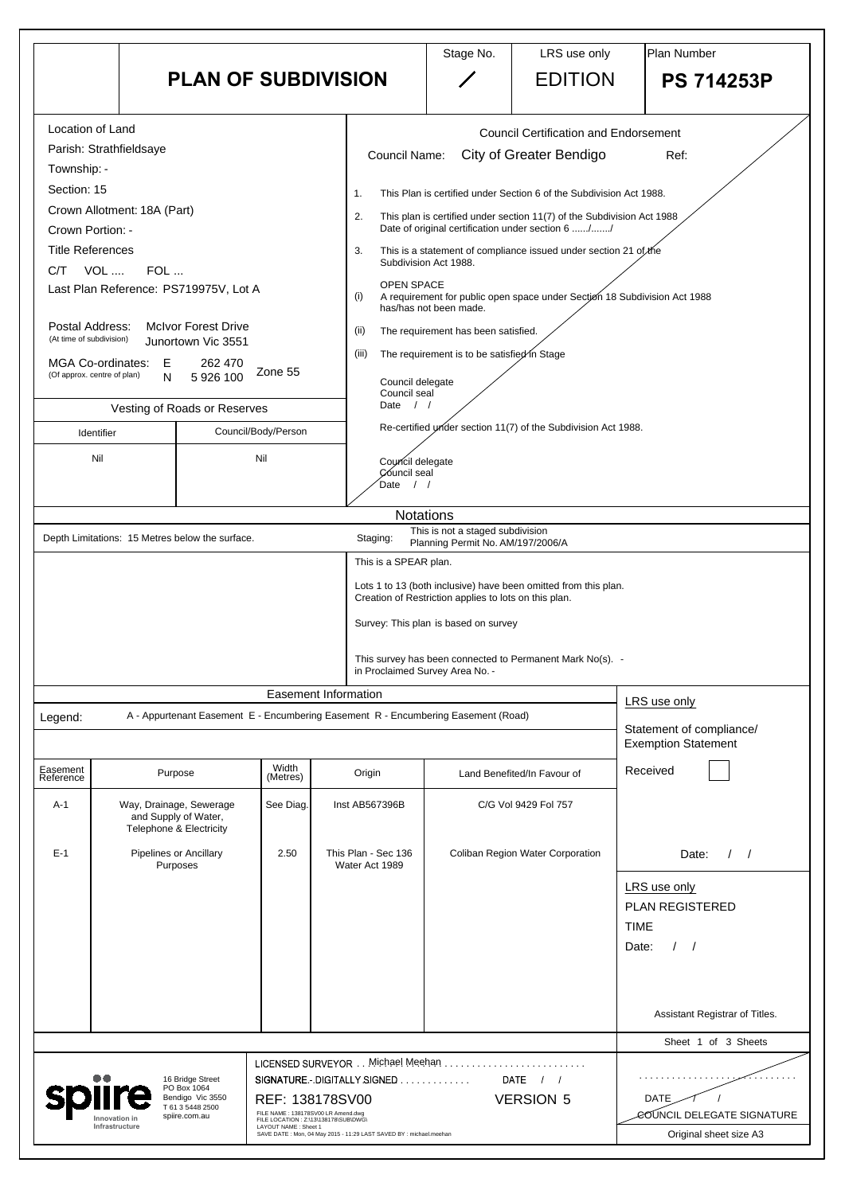# PLAN OF SUBDIVISION

| Stage No. | LRS use only | Plan Number |
|---|---|---|
| / | EDITION | **PS 714253P** |

## Location of Land

Parish: Strathfieldsaye
Township: -
Section: 15
Crown Allotment: 18A (Part)
Crown Portion: -
Title References
C/T VOL .... FOL ...
Last Plan Reference: PS719975V, Lot A

Postal Address: (At time of subdivision) McIvor Forest Drive, Junortown Vic 3551

MGA Co-ordinates: (Of approx. centre of plan) E 262 470 N 5 926 100 Zone 55

## Vesting of Roads or Reserves

| Identifier | Council/Body/Person |
|---|---|
| Nil | Nil |

## Council Certification and Endorsement

Council Name: City of Greater Bendigo Ref:

1. This Plan is certified under Section 6 of the Subdivision Act 1988.
2. This plan is certified under section 11(7) of the Subdivision Act 1988
   Date of original certification under section 6 ....../......./
3. This is a statement of compliance issued under section 21 of the Subdivision Act 1988.

OPEN SPACE
(i) A requirement for public open space under Section 18 Subdivision Act 1988 has/has not been made.
(ii) The requirement has been satisfied.
(iii) The requirement is to be satisfied in Stage

Council delegate
Council seal
Date / /

Re-certified under section 11(7) of the Subdivision Act 1988.

Council delegate
Council seal
Date / /

## Notations

Depth Limitations: 15 Metres below the surface.

Staging: This is not a staged subdivision
Planning Permit No. AM/197/2006/A

This is a SPEAR plan.

Lots 1 to 13 (both inclusive) have been omitted from this plan.
Creation of Restriction applies to lots on this plan.

Survey: This plan is based on survey

This survey has been connected to Permanent Mark No(s). -
in Proclaimed Survey Area No. -

## Easement Information

Legend: A - Appurtenant Easement E - Encumbering Easement R - Encumbering Easement (Road)

| Easement Reference | Purpose | Width (Metres) | Origin | Land Benefited/In Favour of |
|---|---|---|---|---|
| A-1 | Way, Drainage, Sewerage and Supply of Water, Telephone & Electricity | See Diag. | Inst AB567396B | C/G Vol 9429 Fol 757 |
| E-1 | Pipelines or Ancillary Purposes | 2.50 | This Plan - Sec 136 Water Act 1989 | Coliban Region Water Corporation |

LRS use only
Statement of compliance/ Exemption Statement
Received
Date: / /

LRS use only
PLAN REGISTERED
TIME
Date: / /

Assistant Registrar of Titles.

Sheet 1 of 3 Sheets

spiire — Innovation in Infrastructure
16 Bridge Street
PO Box 1064
Bendigo Vic 3550
T 61 3 5448 2500
spiire.com.au

LICENSED SURVEYOR . . Michael Meehan
SIGNATURE - DIGITALLY SIGNED DATE / /
REF: 138178SV00 VERSION 5
FILE NAME : 138178SV00 LR Amend.dwg
FILE LOCATION : Z:\13\138178\SUB\DWG\
LAYOUT NAME : Sheet 1
SAVE DATE : Mon, 04 May 2015 - 11:29 LAST SAVED BY : michael.meehan

DATE / /
COUNCIL DELEGATE SIGNATURE

Original sheet size A3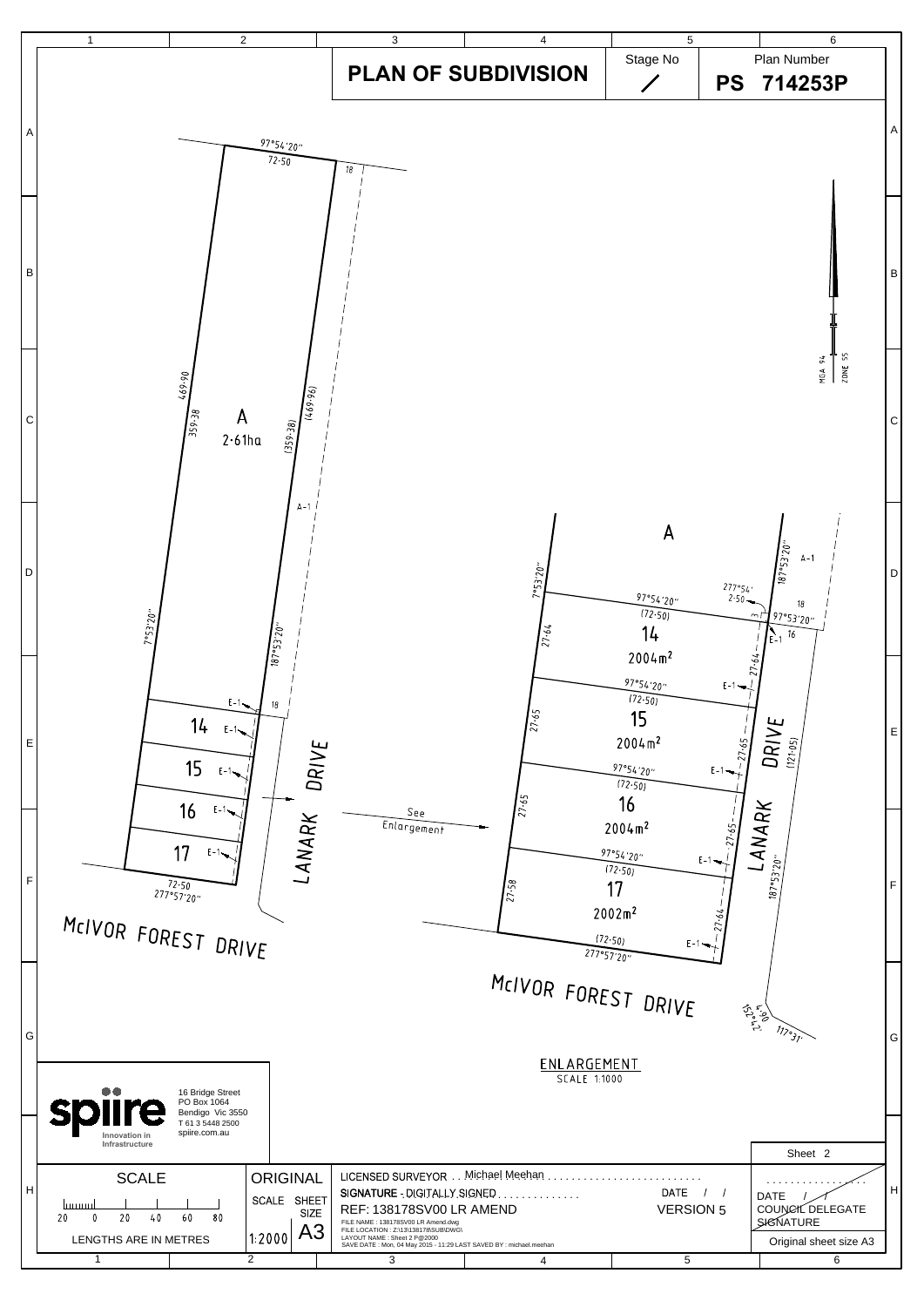# PLAN OF SUBDIVISION

Stage No: /

Plan Number: **PS 714253P**

A
2·61ha

469·90
359·38
(469·96)
(359·38)
97°54'20"
72·50
18
7°53'20"
187°53'20"
A-1
E-1
14
15
16
17
72·50
277°57'20"

LANARK DRIVE

McIVOR FOREST DRIVE

See Enlargement

A

97°54'20"
(72·50)
14
2004m²

97°54'20"
(72·50)
15
2004m²

97°54'20"
(72·50)
16
2004m²

97°54'20"
(72·50)
17
2002m²

(72·50)
277°57'20"

7°53'20"
27·64
27·65
27·65
27·58
27·64
27·65
27·65
27·64
277°54'
2·50
3
18
97°53'20"
16
E-1
187°53'20"
A-1
(121·05)
152°2'
4·90
117°31'

LANARK DRIVE

McIVOR FOREST DRIVE

ENLARGEMENT
SCALE 1:1000

MGA 94 ZONE 55

spiire
Innovation in Infrastructure
16 Bridge Street
PO Box 1064
Bendigo Vic 3550
T 61 3 5448 2500
spiire.com.au

Sheet 2

| SCALE | ORIGINAL SCALE | SHEET SIZE | | |
|---|---|---|---|---|
| 20 0 20 40 60 80 | 1:2000 | A3 | | |
| LENGTHS ARE IN METRES | | | | |

LICENSED SURVEYOR: Michael Meehan
SIGNATURE: DIGITALLY SIGNED
DATE / /
REF: 138178SV00 LR AMEND
VERSION 5
FILE NAME : 138178SV00 LR Amend.dwg
FILE LOCATION : Z:\13\138178\SUB\DWG\
LAYOUT NAME : Sheet 2 P@2000
SAVE DATE : Mon, 04 May 2015 - 11:29 LAST SAVED BY : michael.meehan

DATE / /
COUNCIL DELEGATE SIGNATURE

Original sheet size A3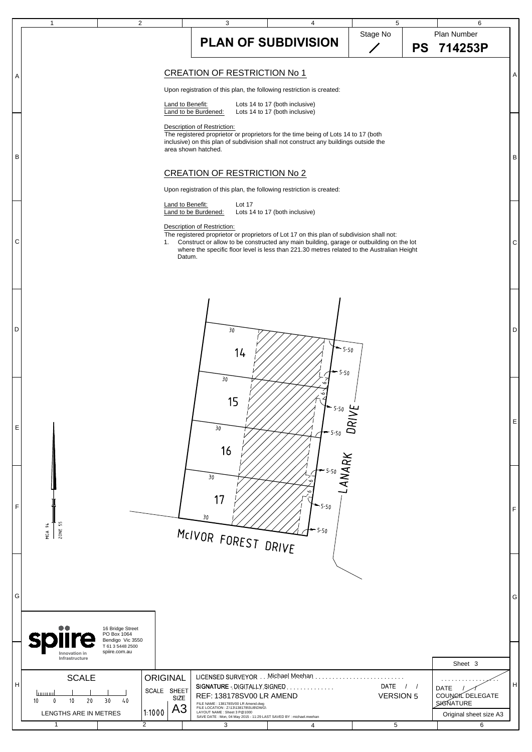# PLAN OF SUBDIVISION

Stage No

Plan Number

**PS 714253P**

## CREATION OF RESTRICTION No 1

Upon registration of this plan, the following restriction is created:

Land to Benefit: Lots 14 to 17 (both inclusive)
Land to be Burdened: Lots 14 to 17 (both inclusive)

Description of Restriction:
The registered proprietor or proprietors for the time being of Lots 14 to 17 (both inclusive) on this plan of subdivision shall not construct any buildings outside the area shown hatched.

## CREATION OF RESTRICTION No 2

Upon registration of this plan, the following restriction is created:

Land to Benefit: Lot 17
Land to be Burdened: Lots 14 to 17 (both inclusive)

Description of Restriction:
The registered proprietor or proprietors of Lot 17 on this plan of subdivision shall not:

1. Construct or allow to be constructed any main building, garage or outbuilding on the lot where the specific floor level is less than 221.30 metres related to the Australian Height Datum.

30
14
5·50
5·50
30
15
6·6
5·50
30
16
5·50
30
17
6·6
5·50
30
5·50
LANARK DRIVE
McIVOR FOREST DRIVE

MGA 94 ZONE 55

spiire
Innovation in Infrastructure
16 Bridge Street
PO Box 1064
Bendigo Vic 3550
T 61 3 5448 2500
spiire.com.au

SCALE
10 0 10 20 30 40
LENGTHS ARE IN METRES

ORIGINAL SCALE 1:1000
SHEET SIZE A3

LICENSED SURVEYOR . . Michael Meehan
SIGNATURE - DIGITALLY SIGNED
DATE / /
REF: 138178SV00 LR AMEND
VERSION 5
FILE NAME : 138178SV00 LR Amend.dwg
FILE LOCATION : Z:\13\138178\SUB\DWG\
LAYOUT NAME : Sheet 3 P@1000
SAVE DATE : Mon, 04 May 2015 - 11:29 LAST SAVED BY : michael.meehan

Sheet 3

DATE / /
COUNCIL DELEGATE SIGNATURE
Original sheet size A3